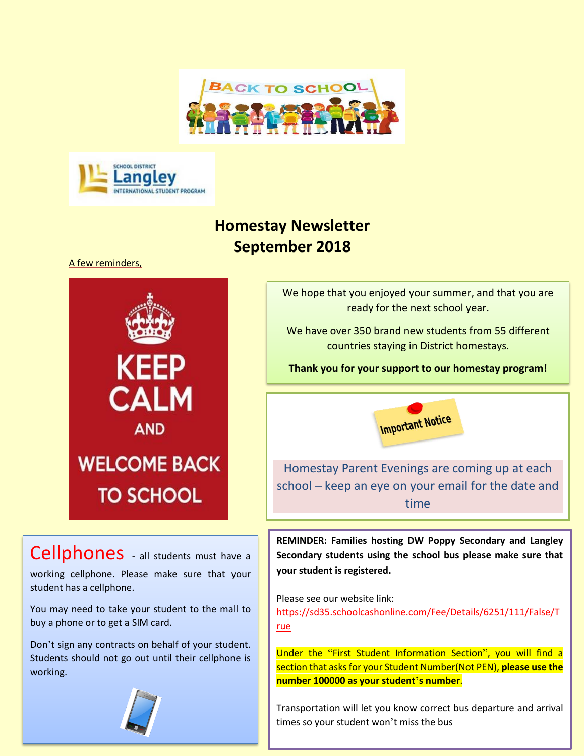# Homestay Newsletter
# September 2018

A few reminders,

KEEP CALM AND WELCOME BACK TO SCHOOL

We hope that you enjoyed your summer, and that you are ready for the next school year.

We have over 350 brand new students from 55 different countries staying in District homestays.

**Thank you for your support to our homestay program!**

Important Notice

Homestay Parent Evenings are coming up at each school – keep an eye on your email for the date and time

## Cellphones

- all students must have a working cellphone. Please make sure that your student has a cellphone.

You may need to take your student to the mall to buy a phone or to get a SIM card.

Don't sign any contracts on behalf of your student. Students should not go out until their cellphone is working.

**REMINDER: Families hosting DW Poppy Secondary and Langley Secondary students using the school bus please make sure that your student is registered.**

Please see our website link:
https://sd35.schoolcashonline.com/Fee/Details/6251/111/False/True

Under the "First Student Information Section", you will find a section that asks for your Student Number(Not PEN), **please use the number 100000 as your student's number**.

Transportation will let you know correct bus departure and arrival times so your student won't miss the bus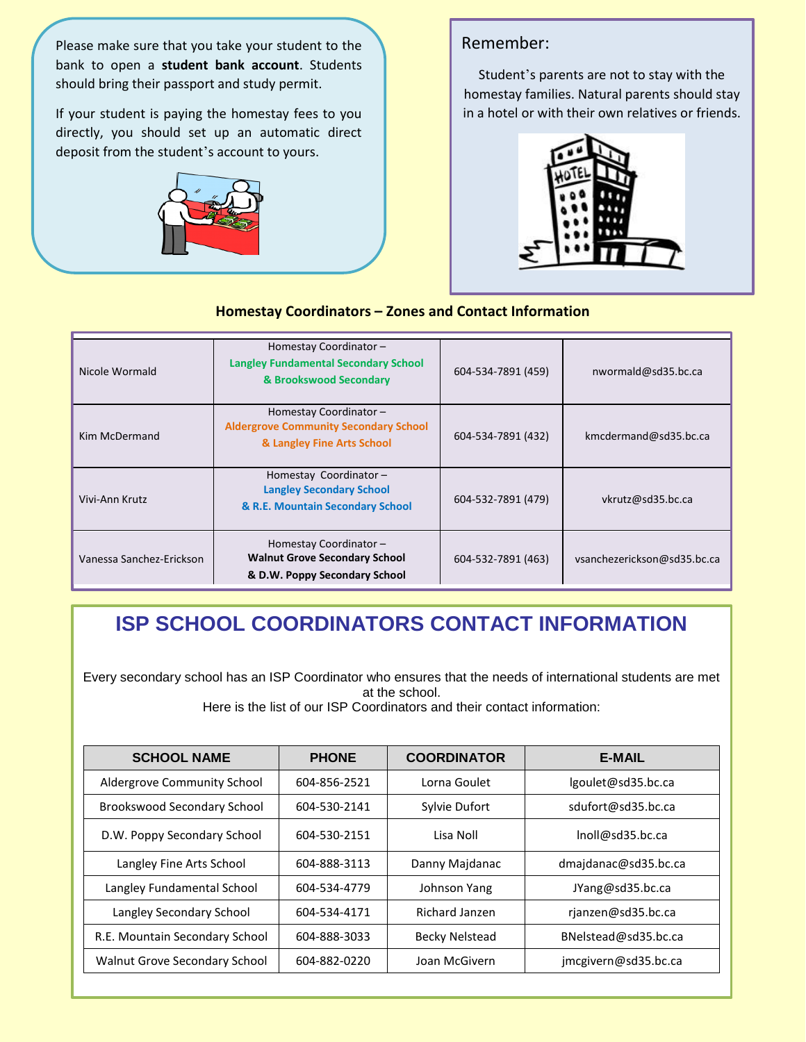Please make sure that you take your student to the bank to open a **student bank account**. Students should bring their passport and study permit.

If your student is paying the homestay fees to you directly, you should set up an automatic direct deposit from the student's account to yours.

Remember:

Student's parents are not to stay with the homestay families. Natural parents should stay in a hotel or with their own relatives or friends.

**Homestay Coordinators – Zones and Contact Information**

| | | | |
|---|---|---|---|
| Nicole Wormald | Homestay Coordinator – **Langley Fundamental Secondary School & Brookswood Secondary** | 604-534-7891 (459) | nwormald@sd35.bc.ca |
| Kim McDermand | Homestay Coordinator – **Aldergrove Community Secondary School & Langley Fine Arts School** | 604-534-7891 (432) | kmcdermand@sd35.bc.ca |
| Vivi-Ann Krutz | Homestay Coordinator – **Langley Secondary School & R.E. Mountain Secondary School** | 604-532-7891 (479) | vkrutz@sd35.bc.ca |
| Vanessa Sanchez-Erickson | Homestay Coordinator – **Walnut Grove Secondary School & D.W. Poppy Secondary School** | 604-532-7891 (463) | vsanchezerickson@sd35.bc.ca |

## ISP SCHOOL COORDINATORS CONTACT INFORMATION

Every secondary school has an ISP Coordinator who ensures that the needs of international students are met at the school.
Here is the list of our ISP Coordinators and their contact information:

| SCHOOL NAME | PHONE | COORDINATOR | E-MAIL |
|---|---|---|---|
| Aldergrove Community School | 604-856-2521 | Lorna Goulet | lgoulet@sd35.bc.ca |
| Brookswood Secondary School | 604-530-2141 | Sylvie Dufort | sdufort@sd35.bc.ca |
| D.W. Poppy Secondary School | 604-530-2151 | Lisa Noll | lnoll@sd35.bc.ca |
| Langley Fine Arts School | 604-888-3113 | Danny Majdanac | dmajdanac@sd35.bc.ca |
| Langley Fundamental School | 604-534-4779 | Johnson Yang | JYang@sd35.bc.ca |
| Langley Secondary School | 604-534-4171 | Richard Janzen | rjanzen@sd35.bc.ca |
| R.E. Mountain Secondary School | 604-888-3033 | Becky Nelstead | BNelstead@sd35.bc.ca |
| Walnut Grove Secondary School | 604-882-0220 | Joan McGivern | jmcgivern@sd35.bc.ca |